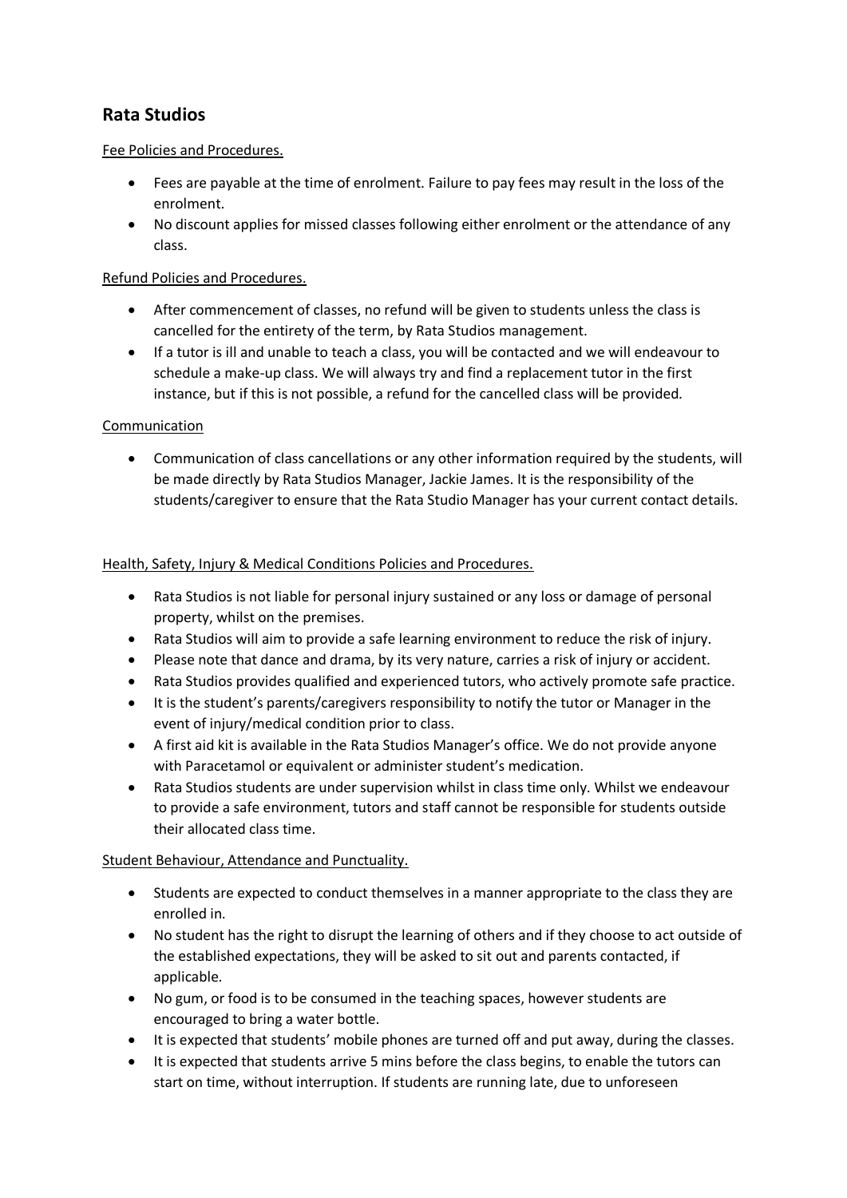## Rata Studios

Fee Policies and Procedures.

- Fees are payable at the time of enrolment. Failure to pay fees may result in the loss of the enrolment.
- No discount applies for missed classes following either enrolment or the attendance of any class.

Refund Policies and Procedures.

- After commencement of classes, no refund will be given to students unless the class is cancelled for the entirety of the term, by Rata Studios management.
- If a tutor is ill and unable to teach a class, you will be contacted and we will endeavour to schedule a make-up class. We will always try and find a replacement tutor in the first instance, but if this is not possible, a refund for the cancelled class will be provided.

Communication

- Communication of class cancellations or any other information required by the students, will be made directly by Rata Studios Manager, Jackie James. It is the responsibility of the students/caregiver to ensure that the Rata Studio Manager has your current contact details.

Health, Safety, Injury & Medical Conditions Policies and Procedures.

- Rata Studios is not liable for personal injury sustained or any loss or damage of personal property, whilst on the premises.
- Rata Studios will aim to provide a safe learning environment to reduce the risk of injury.
- Please note that dance and drama, by its very nature, carries a risk of injury or accident.
- Rata Studios provides qualified and experienced tutors, who actively promote safe practice.
- It is the student's parents/caregivers responsibility to notify the tutor or Manager in the event of injury/medical condition prior to class.
- A first aid kit is available in the Rata Studios Manager's office. We do not provide anyone with Paracetamol or equivalent or administer student's medication.
- Rata Studios students are under supervision whilst in class time only. Whilst we endeavour to provide a safe environment, tutors and staff cannot be responsible for students outside their allocated class time.

Student Behaviour, Attendance and Punctuality.

- Students are expected to conduct themselves in a manner appropriate to the class they are enrolled in.
- No student has the right to disrupt the learning of others and if they choose to act outside of the established expectations, they will be asked to sit out and parents contacted, if applicable.
- No gum, or food is to be consumed in the teaching spaces, however students are encouraged to bring a water bottle.
- It is expected that students' mobile phones are turned off and put away, during the classes.
- It is expected that students arrive 5 mins before the class begins, to enable the tutors can start on time, without interruption. If students are running late, due to unforeseen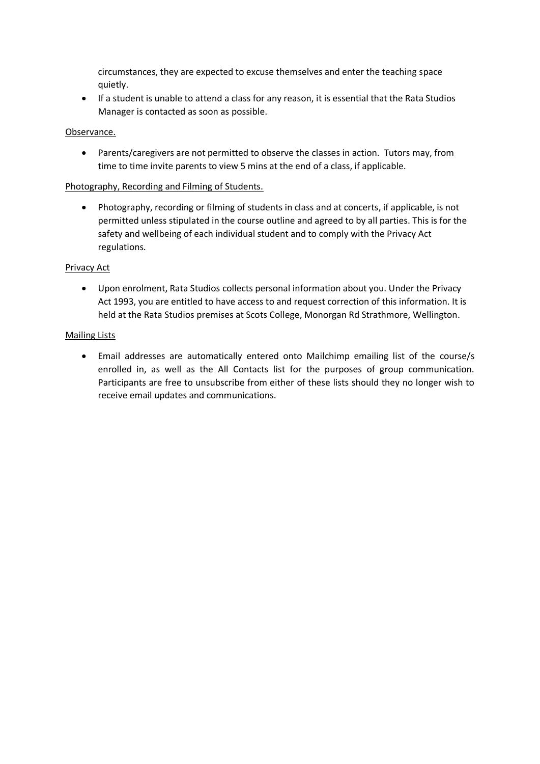circumstances, they are expected to excuse themselves and enter the teaching space quietly.
- If a student is unable to attend a class for any reason, it is essential that the Rata Studios Manager is contacted as soon as possible.

Observance.

- Parents/caregivers are not permitted to observe the classes in action. Tutors may, from time to time invite parents to view 5 mins at the end of a class, if applicable.

Photography, Recording and Filming of Students.

- Photography, recording or filming of students in class and at concerts, if applicable, is not permitted unless stipulated in the course outline and agreed to by all parties. This is for the safety and wellbeing of each individual student and to comply with the Privacy Act regulations.

Privacy Act

- Upon enrolment, Rata Studios collects personal information about you. Under the Privacy Act 1993, you are entitled to have access to and request correction of this information. It is held at the Rata Studios premises at Scots College, Monorgan Rd Strathmore, Wellington.

Mailing Lists

- Email addresses are automatically entered onto Mailchimp emailing list of the course/s enrolled in, as well as the All Contacts list for the purposes of group communication. Participants are free to unsubscribe from either of these lists should they no longer wish to receive email updates and communications.